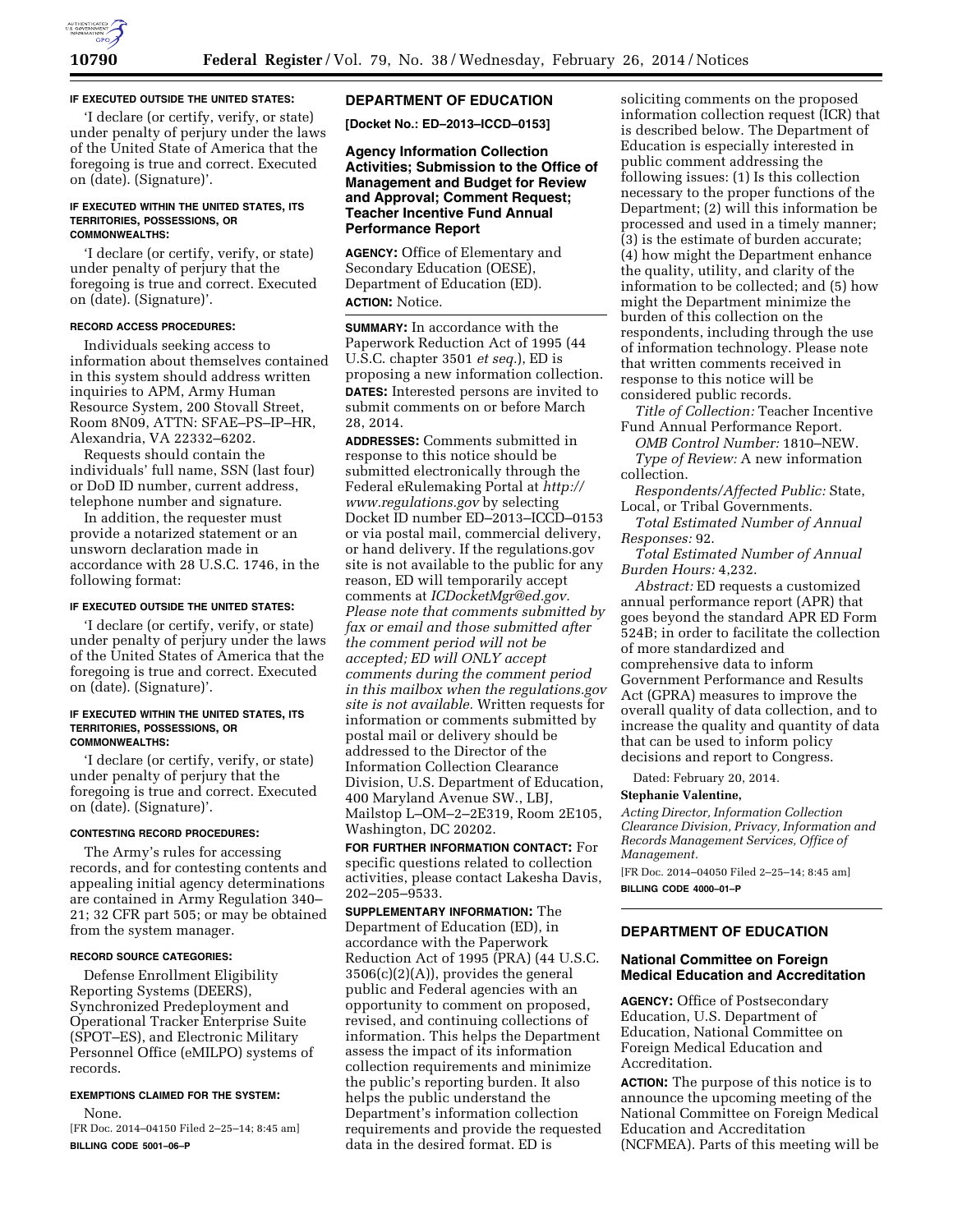**IF EXECUTED OUTSIDE THE UNITED STATES:**

'I declare (or certify, verify, or state) under penalty of perjury under the laws of the United State of America that the foregoing is true and correct. Executed on (date). (Signature)'.

**IF EXECUTED WITHIN THE UNITED STATES, ITS TERRITORIES, POSSESSIONS, OR COMMONWEALTHS:**

'I declare (or certify, verify, or state) under penalty of perjury that the foregoing is true and correct. Executed on (date). (Signature)'.

**RECORD ACCESS PROCEDURES:**

Individuals seeking access to information about themselves contained in this system should address written inquiries to APM, Army Human Resource System, 200 Stovall Street, Room 8N09, ATTN: SFAE–PS–IP–HR, Alexandria, VA 22332–6202.

Requests should contain the individuals' full name, SSN (last four) or DoD ID number, current address, telephone number and signature.

In addition, the requester must provide a notarized statement or an unsworn declaration made in accordance with 28 U.S.C. 1746, in the following format:

**IF EXECUTED OUTSIDE THE UNITED STATES:**

'I declare (or certify, verify, or state) under penalty of perjury under the laws of the United States of America that the foregoing is true and correct. Executed on (date). (Signature)'.

**IF EXECUTED WITHIN THE UNITED STATES, ITS TERRITORIES, POSSESSIONS, OR COMMONWEALTHS:**

'I declare (or certify, verify, or state) under penalty of perjury that the foregoing is true and correct. Executed on (date). (Signature)'.

**CONTESTING RECORD PROCEDURES:**

The Army's rules for accessing records, and for contesting contents and appealing initial agency determinations are contained in Army Regulation 340–21; 32 CFR part 505; or may be obtained from the system manager.

**RECORD SOURCE CATEGORIES:**

Defense Enrollment Eligibility Reporting Systems (DEERS), Synchronized Predeployment and Operational Tracker Enterprise Suite (SPOT–ES), and Electronic Military Personnel Office (eMILPO) systems of records.

**EXEMPTIONS CLAIMED FOR THE SYSTEM:**

None.

[FR Doc. 2014–04150 Filed 2–25–14; 8:45 am]

**BILLING CODE 5001–06–P**

## DEPARTMENT OF EDUCATION

**[Docket No.: ED–2013–ICCD–0153]**

### Agency Information Collection Activities; Submission to the Office of Management and Budget for Review and Approval; Comment Request; Teacher Incentive Fund Annual Performance Report

**AGENCY:** Office of Elementary and Secondary Education (OESE), Department of Education (ED).

**ACTION:** Notice.

**SUMMARY:** In accordance with the Paperwork Reduction Act of 1995 (44 U.S.C. chapter 3501 *et seq.*), ED is proposing a new information collection.

**DATES:** Interested persons are invited to submit comments on or before March 28, 2014.

**ADDRESSES:** Comments submitted in response to this notice should be submitted electronically through the Federal eRulemaking Portal at *http://www.regulations.gov* by selecting Docket ID number ED–2013–ICCD–0153 or via postal mail, commercial delivery, or hand delivery. If the regulations.gov site is not available to the public for any reason, ED will temporarily accept comments at *ICDocketMgr@ed.gov. Please note that comments submitted by fax or email and those submitted after the comment period will not be accepted; ED will ONLY accept comments during the comment period in this mailbox when the regulations.gov site is not available.* Written requests for information or comments submitted by postal mail or delivery should be addressed to the Director of the Information Collection Clearance Division, U.S. Department of Education, 400 Maryland Avenue SW., LBJ, Mailstop L–OM–2–2E319, Room 2E105, Washington, DC 20202.

**FOR FURTHER INFORMATION CONTACT:** For specific questions related to collection activities, please contact Lakesha Davis, 202–205–9533.

**SUPPLEMENTARY INFORMATION:** The Department of Education (ED), in accordance with the Paperwork Reduction Act of 1995 (PRA) (44 U.S.C. 3506(c)(2)(A)), provides the general public and Federal agencies with an opportunity to comment on proposed, revised, and continuing collections of information. This helps the Department assess the impact of its information collection requirements and minimize the public's reporting burden. It also helps the public understand the Department's information collection requirements and provide the requested data in the desired format. ED is soliciting comments on the proposed information collection request (ICR) that is described below. The Department of Education is especially interested in public comment addressing the following issues: (1) Is this collection necessary to the proper functions of the Department; (2) will this information be processed and used in a timely manner; (3) is the estimate of burden accurate; (4) how might the Department enhance the quality, utility, and clarity of the information to be collected; and (5) how might the Department minimize the burden of this collection on the respondents, including through the use of information technology. Please note that written comments received in response to this notice will be considered public records.

*Title of Collection:* Teacher Incentive Fund Annual Performance Report.

*OMB Control Number:* 1810–NEW.

*Type of Review:* A new information collection.

*Respondents/Affected Public:* State, Local, or Tribal Governments.

*Total Estimated Number of Annual Responses:* 92.

*Total Estimated Number of Annual Burden Hours:* 4,232.

*Abstract:* ED requests a customized annual performance report (APR) that goes beyond the standard APR ED Form 524B; in order to facilitate the collection of more standardized and comprehensive data to inform Government Performance and Results Act (GPRA) measures to improve the overall quality of data collection, and to increase the quality and quantity of data that can be used to inform policy decisions and report to Congress.

Dated: February 20, 2014.

**Stephanie Valentine,**

*Acting Director, Information Collection Clearance Division, Privacy, Information and Records Management Services, Office of Management.*

[FR Doc. 2014–04050 Filed 2–25–14; 8:45 am]

**BILLING CODE 4000–01–P**

## DEPARTMENT OF EDUCATION

### National Committee on Foreign Medical Education and Accreditation

**AGENCY:** Office of Postsecondary Education, U.S. Department of Education, National Committee on Foreign Medical Education and Accreditation.

**ACTION:** The purpose of this notice is to announce the upcoming meeting of the National Committee on Foreign Medical Education and Accreditation (NCFMEA). Parts of this meeting will be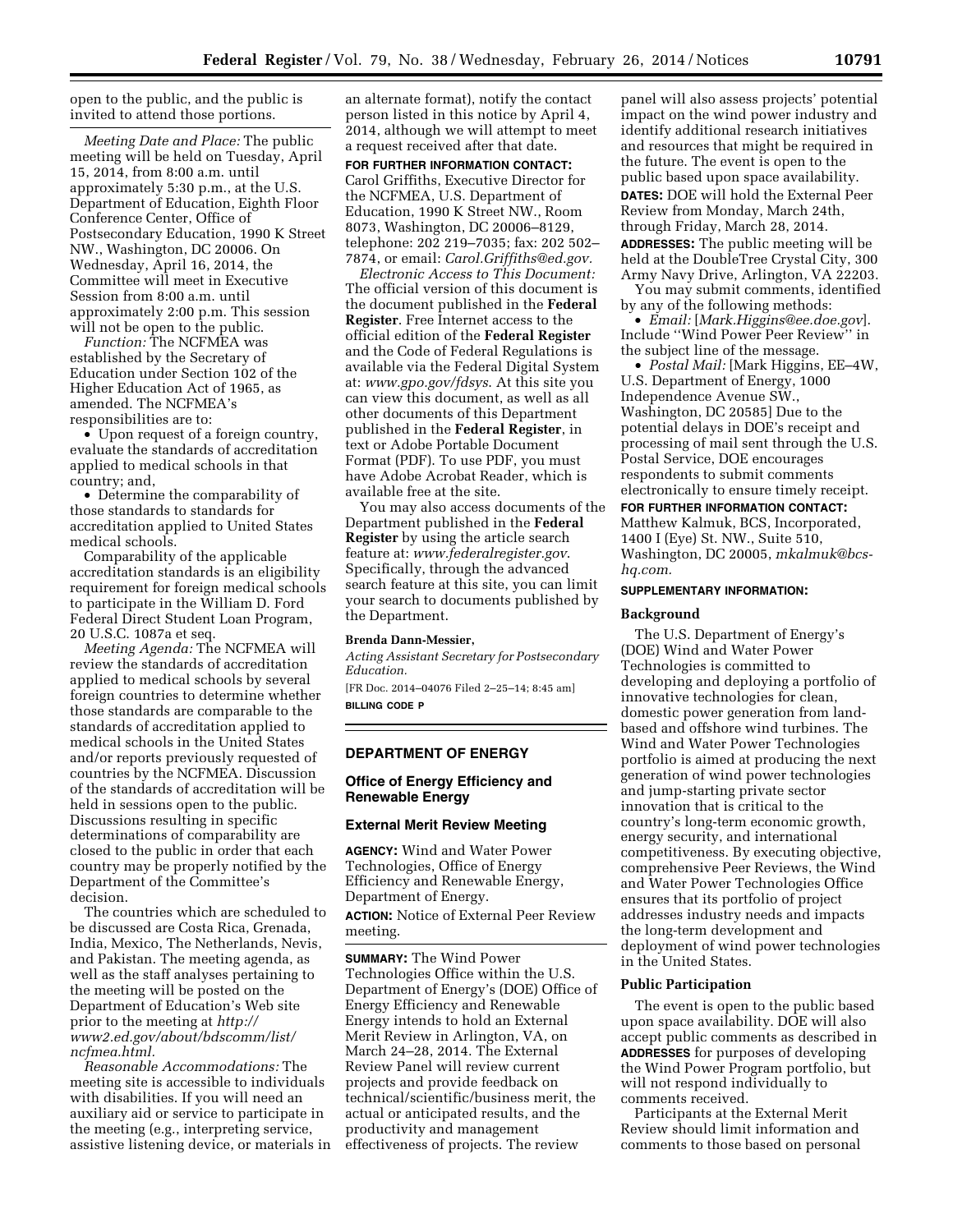open to the public, and the public is invited to attend those portions.

*Meeting Date and Place:* The public meeting will be held on Tuesday, April 15, 2014, from 8:00 a.m. until approximately 5:30 p.m., at the U.S. Department of Education, Eighth Floor Conference Center, Office of Postsecondary Education, 1990 K Street NW., Washington, DC 20006. On Wednesday, April 16, 2014, the Committee will meet in Executive Session from 8:00 a.m. until approximately 2:00 p.m. This session will not be open to the public.

*Function:* The NCFMEA was established by the Secretary of Education under Section 102 of the Higher Education Act of 1965, as amended. The NCFMEA's responsibilities are to:

- Upon request of a foreign country, evaluate the standards of accreditation applied to medical schools in that country; and,
- Determine the comparability of those standards to standards for accreditation applied to United States medical schools.

Comparability of the applicable accreditation standards is an eligibility requirement for foreign medical schools to participate in the William D. Ford Federal Direct Student Loan Program, 20 U.S.C. 1087a et seq.

*Meeting Agenda:* The NCFMEA will review the standards of accreditation applied to medical schools by several foreign countries to determine whether those standards are comparable to the standards of accreditation applied to medical schools in the United States and/or reports previously requested of countries by the NCFMEA. Discussion of the standards of accreditation will be held in sessions open to the public. Discussions resulting in specific determinations of comparability are closed to the public in order that each country may be properly notified by the Department of the Committee's decision.

The countries which are scheduled to be discussed are Costa Rica, Grenada, India, Mexico, The Netherlands, Nevis, and Pakistan. The meeting agenda, as well as the staff analyses pertaining to the meeting will be posted on the Department of Education's Web site prior to the meeting at *http://www2.ed.gov/about/bdscomm/list/ncfmea.html.*

*Reasonable Accommodations:* The meeting site is accessible to individuals with disabilities. If you will need an auxiliary aid or service to participate in the meeting (e.g., interpreting service, assistive listening device, or materials in an alternate format), notify the contact person listed in this notice by April 4, 2014, although we will attempt to meet a request received after that date.

**FOR FURTHER INFORMATION CONTACT:** Carol Griffiths, Executive Director for the NCFMEA, U.S. Department of Education, 1990 K Street NW., Room 8073, Washington, DC 20006–8129, telephone: 202 219–7035; fax: 202 502–7874, or email: *Carol.Griffiths@ed.gov.*

*Electronic Access to This Document:* The official version of this document is the document published in the **Federal Register**. Free Internet access to the official edition of the **Federal Register** and the Code of Federal Regulations is available via the Federal Digital System at: *www.gpo.gov/fdsys*. At this site you can view this document, as well as all other documents of this Department published in the **Federal Register**, in text or Adobe Portable Document Format (PDF). To use PDF, you must have Adobe Acrobat Reader, which is available free at the site.

You may also access documents of the Department published in the **Federal Register** by using the article search feature at: *www.federalregister.gov*. Specifically, through the advanced search feature at this site, you can limit your search to documents published by the Department.

**Brenda Dann-Messier,**

*Acting Assistant Secretary for Postsecondary Education.*

[FR Doc. 2014–04076 Filed 2–25–14; 8:45 am]

**BILLING CODE P**

## DEPARTMENT OF ENERGY

### Office of Energy Efficiency and Renewable Energy

### External Merit Review Meeting

**AGENCY:** Wind and Water Power Technologies, Office of Energy Efficiency and Renewable Energy, Department of Energy.

**ACTION:** Notice of External Peer Review meeting.

**SUMMARY:** The Wind Power Technologies Office within the U.S. Department of Energy's (DOE) Office of Energy Efficiency and Renewable Energy intends to hold an External Merit Review in Arlington, VA, on March 24–28, 2014. The External Review Panel will review current projects and provide feedback on technical/scientific/business merit, the actual or anticipated results, and the productivity and management effectiveness of projects. The review panel will also assess projects' potential impact on the wind power industry and identify additional research initiatives and resources that might be required in the future. The event is open to the public based upon space availability.

**DATES:** DOE will hold the External Peer Review from Monday, March 24th, through Friday, March 28, 2014.

**ADDRESSES:** The public meeting will be held at the DoubleTree Crystal City, 300 Army Navy Drive, Arlington, VA 22203.

You may submit comments, identified by any of the following methods:

- *Email:* [*Mark.Higgins@ee.doe.gov*]. Include ''Wind Power Peer Review'' in the subject line of the message.
- *Postal Mail:* [Mark Higgins, EE–4W, U.S. Department of Energy, 1000 Independence Avenue SW., Washington, DC 20585] Due to the potential delays in DOE's receipt and processing of mail sent through the U.S. Postal Service, DOE encourages respondents to submit comments electronically to ensure timely receipt.

**FOR FURTHER INFORMATION CONTACT:** Matthew Kalmuk, BCS, Incorporated, 1400 I (Eye) St. NW., Suite 510, Washington, DC 20005, *mkalmuk@bcs-hq.com.*

**SUPPLEMENTARY INFORMATION:**

#### Background

The U.S. Department of Energy's (DOE) Wind and Water Power Technologies is committed to developing and deploying a portfolio of innovative technologies for clean, domestic power generation from land-based and offshore wind turbines. The Wind and Water Power Technologies portfolio is aimed at producing the next generation of wind power technologies and jump-starting private sector innovation that is critical to the country's long-term economic growth, energy security, and international competitiveness. By executing objective, comprehensive Peer Reviews, the Wind and Water Power Technologies Office ensures that its portfolio of project addresses industry needs and impacts the long-term development and deployment of wind power technologies in the United States.

#### Public Participation

The event is open to the public based upon space availability. DOE will also accept public comments as described in **ADDRESSES** for purposes of developing the Wind Power Program portfolio, but will not respond individually to comments received.

Participants at the External Merit Review should limit information and comments to those based on personal